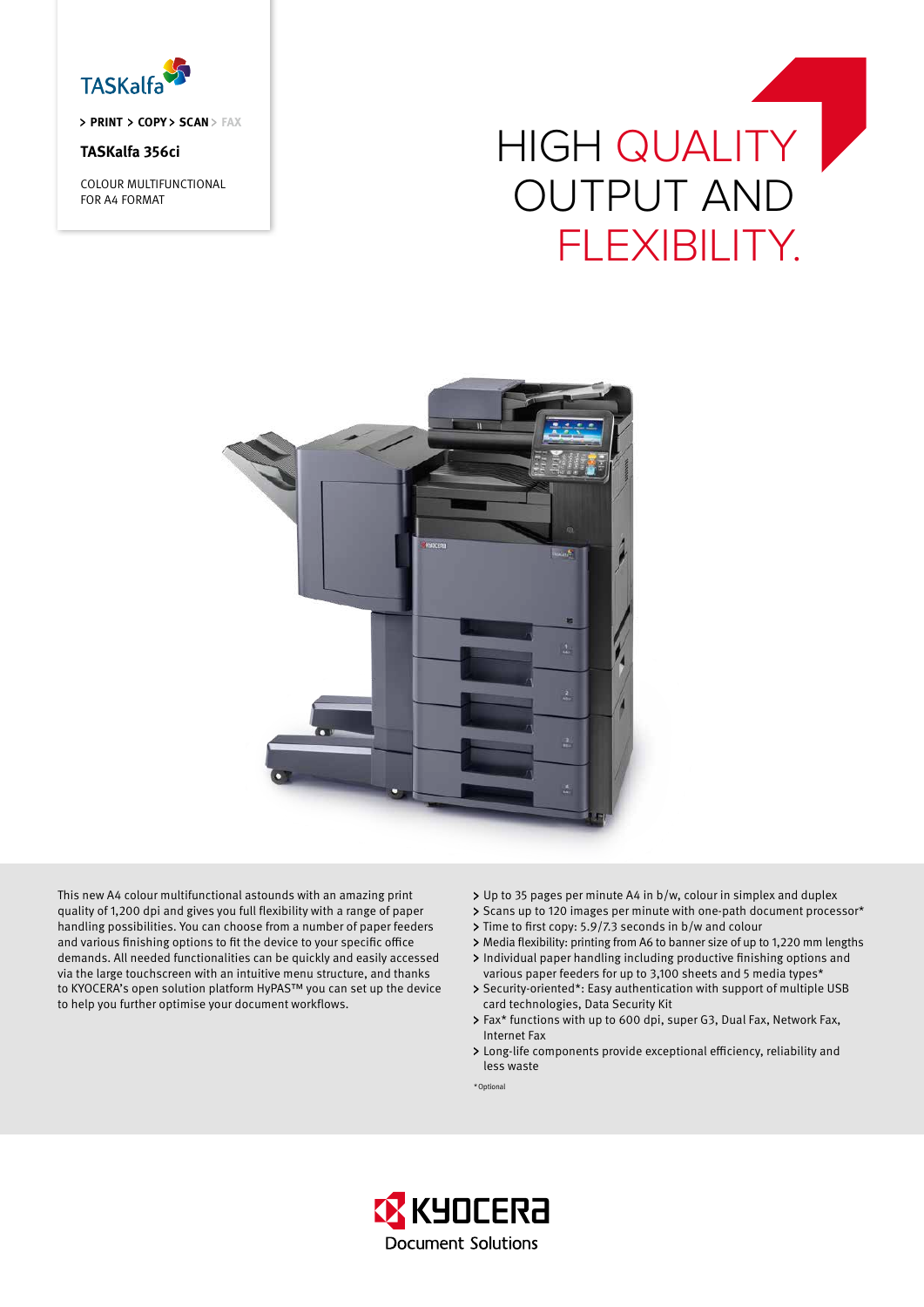TASKalfa

> PRINT > COPY > SCAN > FAX

**TASKalfa 356ci**

COLOUR MULTIFUNCTIONAL
FOR A4 FORMAT

# HIGH QUALITY OUTPUT AND FLEXIBILITY.

This new A4 colour multifunctional astounds with an amazing print quality of 1,200 dpi and gives you full flexibility with a range of paper handling possibilities. You can choose from a number of paper feeders and various finishing options to fit the device to your specific office demands. All needed functionalities can be quickly and easily accessed via the large touchscreen with an intuitive menu structure, and thanks to KYOCERA's open solution platform HyPAS™ you can set up the device to help you further optimise your document workflows.

- Up to 35 pages per minute A4 in b/w, colour in simplex and duplex
- Scans up to 120 images per minute with one-path document processor*
- Time to first copy: 5.9/7.3 seconds in b/w and colour
- Media flexibility: printing from A6 to banner size of up to 1,220 mm lengths
- Individual paper handling including productive finishing options and various paper feeders for up to 3,100 sheets and 5 media types*
- Security-oriented*: Easy authentication with support of multiple USB card technologies, Data Security Kit
- Fax* functions with up to 600 dpi, super G3, Dual Fax, Network Fax, Internet Fax
- Long-life components provide exceptional efficiency, reliability and less waste

*Optional

KYOCERA Document Solutions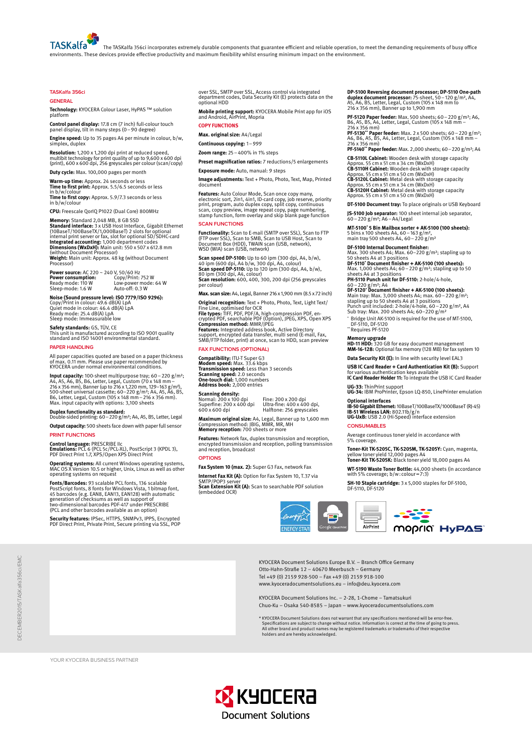TASKalfa The TASKalfa 356ci incorporates extremely durable components that guarantee efficient and reliable operation, to meet the demanding requirements of busy office environments. These devices provide effective productivity and maximum flexibility whilst ensuring minimum impact on the environment.

## TASKalfa 356ci

### GENERAL

**Technology:** KYOCERA Colour Laser, HyPAS ™ solution platform

**Control panel display:** 17.8 cm (7 inch) full-colour touch panel display, tilt in many steps (0 – 90 degree)

**Engine speed:** Up to 35 pages A4 per minute in colour, b/w, simplex, duplex

**Resolution:** 1,200 x 1,200 dpi print at reduced speed, multibit technology for print quality of up to 9,600 x 600 dpi (print), 600 x 600 dpi, 256 greyscales per colour (scan/copy)

**Duty cycle:** Max. 100,000 pages per month

**Warm-up time:** Approx. 24 seconds or less
**Time to first print:** Approx. 5.5/6.5 seconds or less in b/w/colour
**Time to first copy:** Approx. 5.9/7.3 seconds or less in b/w/colour

**CPU:** Freescale QorIQ P1022 (Dual Core) 800MHz

**Memory:** Standard 2,048 MB, 8 GB SSD
**Standard interface:** 3 x USB Host Interface, Gigabit Ethernet (10BaseT/100BaseTX/1,000BaseT) 2 slots for optional internal print server or fax, slot for optional SD/SDHC-card
**Integrated accounting:** 1,000 department codes
**Dimensions (WxDxH):** Main unit: 550 x 507 x 612.8 mm (without Document Processor)
**Weight:** Main unit: Approx. 48 kg (without Document Processor)

**Power source:** AC 220 ~ 240 V, 50/60 Hz
**Power consumption:** Copy/Print: 752 W
Ready mode: 110 W — Low-power mode: 64 W
Sleep-mode: 1.6 W — Auto-off: 0.3 W

**Noise (Sound pressure level: ISO 7779/ISO 9296):**
Copy/Print in colour: 49.6 dB(A) LpA
Quiet mode in colour: 46.4 dB(A) LpA
Ready mode: 25.4 dB(A) LpA
Sleep mode: Immeasurable low

**Safety standards:** GS, TÜV, CE
This unit is manufactured according to ISO 9001 quality standard and ISO 14001 environmental standard.

### PAPER HANDLING

All paper capacities quoted are based on a paper thickness of max. 0.11 mm. Please use paper recommended by KYOCERA under normal environmental conditions.

**Input capacity:** 100-sheet multipurpose tray; 60 – 220 g/m²; A4, A5, A6, B5, B6, Letter, Legal, Custom (70 x 148 mm – 216 x 356 mm), Banner (up to 216 x 1,220 mm, 129–163 g/m²), 500-sheet universal cassette; 60 – 220 g/m²; A4, A5, A6, B5, B6, Letter, Legal, Custom (105 x 148 mm – 216 x 356 mm). Max. input capacity with options: 3,100 sheets

**Duplex functionality as standard:**
Double-sided printing: 60 – 220 g/m²; A4, A5, B5, Letter, Legal

**Output capacity:** 500 sheets face down with paper full sensor

### PRINT FUNCTIONS

**Control language:** PRESCRIBE IIc
**Emulations:** PCL 6 (PCL 5c/PCL-XL), PostScript 3 (KPDL 3), PDF Direct Print 1.7, XPS/Open XPS Direct Print

**Operating systems:** All current Windows operating systems, MAC OS X Version 10.5 or higher, Unix, Linux as well as other operating systems on request

**Fonts/Barcodes:** 93 scalable PCL fonts, 136 scalable PostScript fonts, 8 fonts for Windows Vista, 1 bitmap font, 45 barcodes (e.g. EAN8, EAN13, EAN128) with automatic generation of checksums as well as support of two-dimensional barcodes PDF-417 under PRESCRIBE (PCL and other barcodes available as an option)

**Security features:** IPSec, HTTPS, SNMPv3, IPPS, Encrypted PDF Direct Print, Private Print, Secure printing via SSL, POP over SSL, SMTP over SSL, Access control via integrated department codes, Data Security Kit (E) protects data on the optional HDD

**Mobile printing support:** KYOCERA Mobile Print app for iOS and Android, AirPrint, Mopria

### COPY FUNCTIONS

**Max. original size:** A4/Legal

**Continuous copying:** 1 – 999

**Zoom range:** 25 – 400% in 1% steps

**Preset magnification ratios:** 7 reductions/5 enlargements

**Exposure mode:** Auto, manual: 9 steps

**Image adjustments:** Text + Photo, Photo, Text, Map, Printed document

**Features:** Auto Colour Mode, Scan once copy many, electronic sort, 2in1, 4in1, ID-card copy, job reserve, priority print, program, auto duplex copy, split copy, continuous scan, copy preview, image repeat copy, page numbering, stamp function, form overlay and skip blank page function

### SCAN FUNCTIONS

**Functionality:** Scan to E-mail (SMTP over SSL), Scan to FTP (FTP over SSL), Scan to SMB, Scan to USB Host, Scan to Document Box (HDD), TWAIN scan (USB, network), WSD (WIA) scan (USB, network)

**Scan speed DP-5100:** Up to 60 ipm (300 dpi, A4, b/w), 40 ipm (600 dpi, A4 b/w, 300 dpi, A4, colour)
**Scan speed DP-5110:** Up to 120 ipm (300 dpi, A4, b/w), 80 ipm (300 dpi, A4, colour)
**Scan resolution:** 600, 400, 300, 200 dpi (256 greyscales per colour)

**Max. scan size:** A4, Legal, Banner 216 x 1,900 mm (8.5 x 72 inch)

**Original recognition:** Text + Photo, Photo, Text, Light Text/ Fine Line, optimised for OCR
**File types:** TIFF, PDF, PDF/A, high-compression PDF, encrypted PDF, searchable PDF (Option), JPEG, XPS, Open XPS
**Compression method:** MMR/JPEG
**Features:** Integrated address book, Active Directory support, encrypted data transfer, multi send (E-mail, Fax, SMB/FTP folder, print) at once, scan to HDD, scan preview

### FAX FUNCTIONS (OPTIONAL)

**Compatibility:** ITU-T Super G3
**Modem speed:** Max. 33.6 kbps
**Transmission speed:** Less than 3 seconds
**Scanning speed:** 2.0 seconds
**One-touch dial:** 1,000 numbers
**Address book:** 2,000 entries

**Scanning density:**
Normal: 200 x 100 dpi — Fine: 200 x 200 dpi
Superfine: 200 x 400 dpi — Ultra-fine: 400 x 400 dpi,
600 x 600 dpi — Halftone: 256 greyscales

**Maximum original size:** A4, Legal, Banner up to 1,600 mm
Compression method: JBIG, MMR, MR, MH
**Memory reception:** 700 sheets or more

**Features:** Network fax, duplex transmission and reception, encrypted transmission and reception, polling transmission and reception, broadcast

### OPTIONS

**Fax System 10 (max. 2):** Super G3 Fax, network Fax

**Internet Fax Kit (A):** Option for Fax System 10, T.37 via SMTP/POP3 server
**Scan Extension Kit (A):** Scan to searchable PDF solution (embedded OCR)

**DP-5100 Reversing document processor; DP-5110 One-path duplex document processor:** 75-sheet, 50 – 120 g/m², A4, A5, A6, B5, Letter, Legal, Custom (105 x 148 mm to 216 x 356 mm), Banner up to 1,900 mm

**PF-5120 Paper feeder:** Max. 500 sheets; 60 – 220 g/m²; A6, B6, A5, B5, A4, Letter, Legal, Custom (105 x 148 mm – 216 x 356 mm)
**PF-5130** Paper feeder:** Max. 2 x 500 sheets; 60 – 220 g/m²; A6, B6, A5, B5, A4, Letter, Legal, Custom (105 x 148 mm – 216 x 356 mm)
**PF-5140** Paper feeder:** Max. 2,000 sheets; 60 – 220 g/m²; A4

**CB-5110L Cabinet:** Wooden desk with storage capacity Approx. 55 cm x 51 cm x 34 cm (WxDxH)
**CB-5110H Cabinet:** Wooden desk with storage capacity Approx. 55 cm x 51 cm x 50 cm (WxDxH)
**CB-5120L Cabinet:** Metal desk with storage capacity Approx. 55 cm x 51 cm x 34 cm (WxDxH)
**CB-5120H Cabinet:** Metal desk with storage capacity Approx. 55 cm x 51 cm x 50 cm (WxDxH)

**DT-5100 Document tray:** To place originals or USB Keyboard

**JS-5100 Job separator:** 100 sheet internal job separator, 60 – 220 g/m²; A6 – A4/Legal

**MT-5100* 5 Bin Mailbox sorter + AK-5100 (100 sheets):** 5 bins x 100 sheets A4, 60 – 163 g/m², main tray 500 sheets A4, 60 – 220 g/m²

**DF-5100 Internal Document finisher:** Max. 300 sheets A4; Max. 60 – 220 g/m²; stapling up to 50 sheets A4 at 3 positions
**DF-5110* Document finisher + AK-5100 (100 sheets):** Max. 1,000 sheets A4; 60 – 220 g/m²; stapling up to 50 sheets A4 at 3 positions
**PH-5110 Punch unit for DF-5110:** 2-hole/4-hole, 60 – 220 g/m²; A4
**DF-5120* Document finisher + AK-5100 (100 sheets):** Main tray: Max. 3,000 sheets A4; max. 60 – 220 g/m²; stapling up to 50 sheets A4 at 3 positions
Punch unit included: 2-hole/4-hole, 60 – 220 g/m², A4
Sub tray: Max. 200 sheets A4; 60 – 220 g/m²

\* Bridge Unit AK-5100 is required for the use of MT-5100, DF-5110, DF-5120
\** Requires PF-5120

**Memory upgrade**
**HD-11 HDD:** 320 GB for easy document management
**MM-16-128:** Optional fax memory (128 MB) for fax system 10

**Data Security Kit (E):** In line with security level EAL3

**USB IC Card Reader + Card Authentication Kit (B):** Support for various authentication keys available
**IC Card Reader Holder 11:** To integrate the USB IC Card Reader

**UG-33:** ThinPrint support
**UG-34:** IBM ProPrinter, Epson LQ-850, LinePrinter emulation

**Optional interfaces**
**IB-50 Gigabit Ethernet:** 10BaseT/100BaseTX/1000BaseT (RJ-45)
**IB-51 Wireless LAN:** 802.11b/g/n
**UG-UxB:** USB 2.0 (Hi-Speed) interface extension

### CONSUMABLES

Average continuous toner yield in accordance with 5% coverage.

**Toner-Kit TK-5205C, TK-5205M, TK-5205Y:** Cyan, magenta, yellow toner yield 12,000 pages A4
**Toner-Kit TK-5205K:** Black toner yield 18,000 pages A4

**WT-5190 Waste Toner Bottle:** 44,000 sheets (in accordance with 5% coverage; b/w : colour = 7:3)

**SH-10 Staple cartridge:** 3 x 5,000 staples for DF-5100, DF-5110, DF-5120

ENERGY STAR — Google Cloud Print — AirPrint — mopria — HyPAS

KYOCERA Document Solutions Europe B.V. – Branch Office Germany
Otto-Hahn-Straße 12 – 40670 Meerbusch – Germany
Tel +49 (0) 2159 928-500 – Fax +49 (0) 2159 918-100
www.kyoceradocumentsolutions.eu – info@deu.kyocera.com

KYOCERA Document Solutions Inc. – 2-28, 1-Chome – Tamatsukuri
Chuo-Ku – Osaka 540-8585 – Japan – www.kyoceradocumentsolutions.com

\* KYOCERA Document Solutions does not warrant that any specifications mentioned will be error-free. Specifications are subject to change without notice. Information is correct at the time of going to press. All other brand and product names may be registered trademarks or trademarks of their respective holders and are hereby acknowledged.

DECEMBER2015/TASKalfa356ci/EMC

YOUR KYOCERA BUSINESS PARTNER

KYOCERA Document Solutions